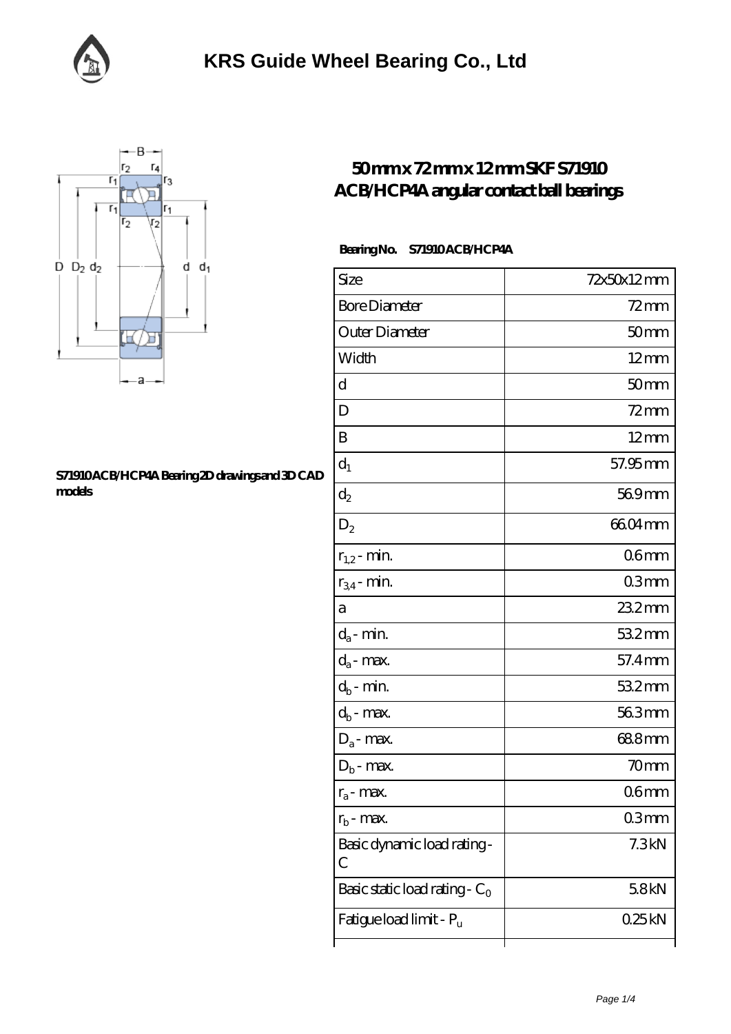# KRS Guide Wheel Bearing Co., Ltd

## 50 mm x 72 mm x 12 mm SKF S71910 ACB/HCP4A angular contact ball bearings

S71910 ACB/HCP4A Bearing 2D drawings and 3D CAD models

**Bearing No.** S71910 ACB/HCP4A

| Size | 72x50x12 mm |
|---|---|
| Bore Diameter | 72 mm |
| Outer Diameter | 50 mm |
| Width | 12 mm |
| d | 50 mm |
| D | 72 mm |
| B | 12 mm |
| $d_1$ | 57.95 mm |
| $d_2$ | 56.9 mm |
| $D_2$ | 66.04 mm |
| $r_{1,2}$ - min. | 0.6 mm |
| $r_{3,4}$ - min. | 0.3 mm |
| a | 23.2 mm |
| $d_a$ - min. | 53.2 mm |
| $d_a$ - max. | 57.4 mm |
| $d_b$ - min. | 53.2 mm |
| $d_b$ - max. | 56.3 mm |
| $D_a$ - max. | 68.8 mm |
| $D_b$ - max. | 70 mm |
| $r_a$ - max. | 0.6 mm |
| $r_b$ - max. | 0.3 mm |
| Basic dynamic load rating - C | 7.3 kN |
| Basic static load rating - $C_0$ | 5.8 kN |
| Fatigue load limit - $P_u$ | 0.25 kN |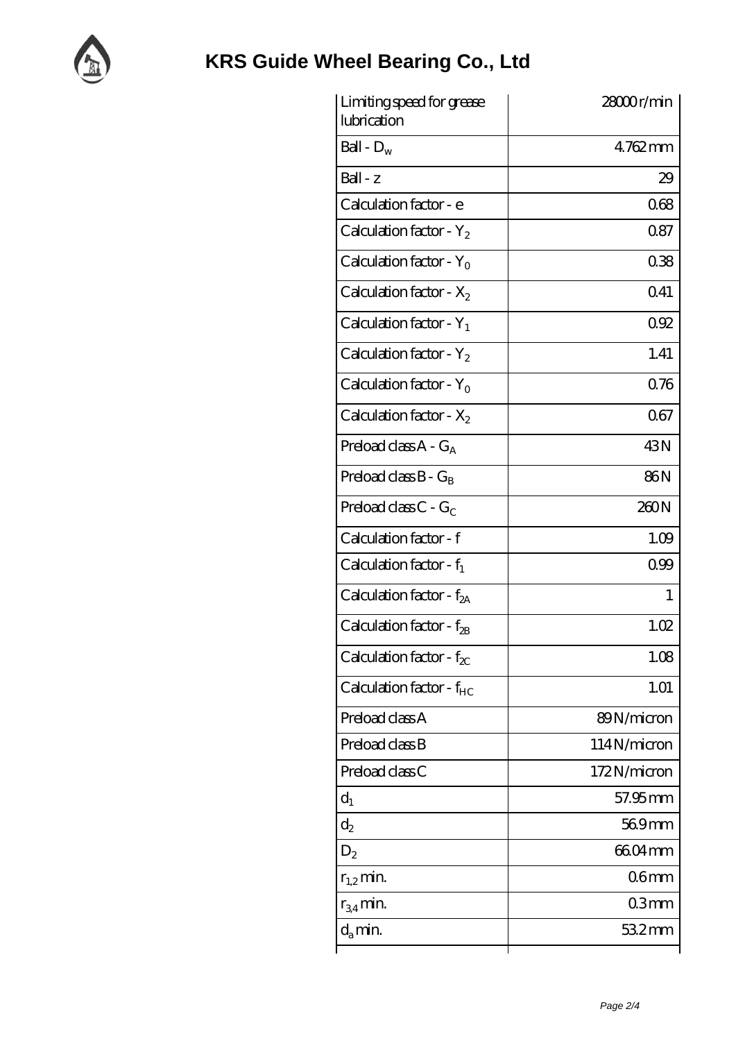| Limiting speed for grease lubrication | 28000 r/min |
|---|---|
| Ball - $D_w$ | 4.762 mm |
| Ball - z | 29 |
| Calculation factor - e | 0.68 |
| Calculation factor - $Y_2$ | 0.87 |
| Calculation factor - $Y_0$ | 0.38 |
| Calculation factor - $X_2$ | 0.41 |
| Calculation factor - $Y_1$ | 0.92 |
| Calculation factor - $Y_2$ | 1.41 |
| Calculation factor - $Y_0$ | 0.76 |
| Calculation factor - $X_2$ | 0.67 |
| Preload class A - $G_A$ | 43 N |
| Preload class B - $G_B$ | 86 N |
| Preload class C - $G_C$ | 260 N |
| Calculation factor - f | 1.09 |
| Calculation factor - $f_1$ | 0.99 |
| Calculation factor - $f_{2A}$ | 1 |
| Calculation factor - $f_{2B}$ | 1.02 |
| Calculation factor - $f_{2C}$ | 1.08 |
| Calculation factor - $f_{HC}$ | 1.01 |
| Preload class A | 89 N/micron |
| Preload class B | 114 N/micron |
| Preload class C | 172 N/micron |
| $d_1$ | 57.95 mm |
| $d_2$ | 56.9 mm |
| $D_2$ | 66.04 mm |
| $r_{1,2}$ min. | 0.6 mm |
| $r_{3,4}$ min. | 0.3 mm |
| $d_a$ min. | 53.2 mm |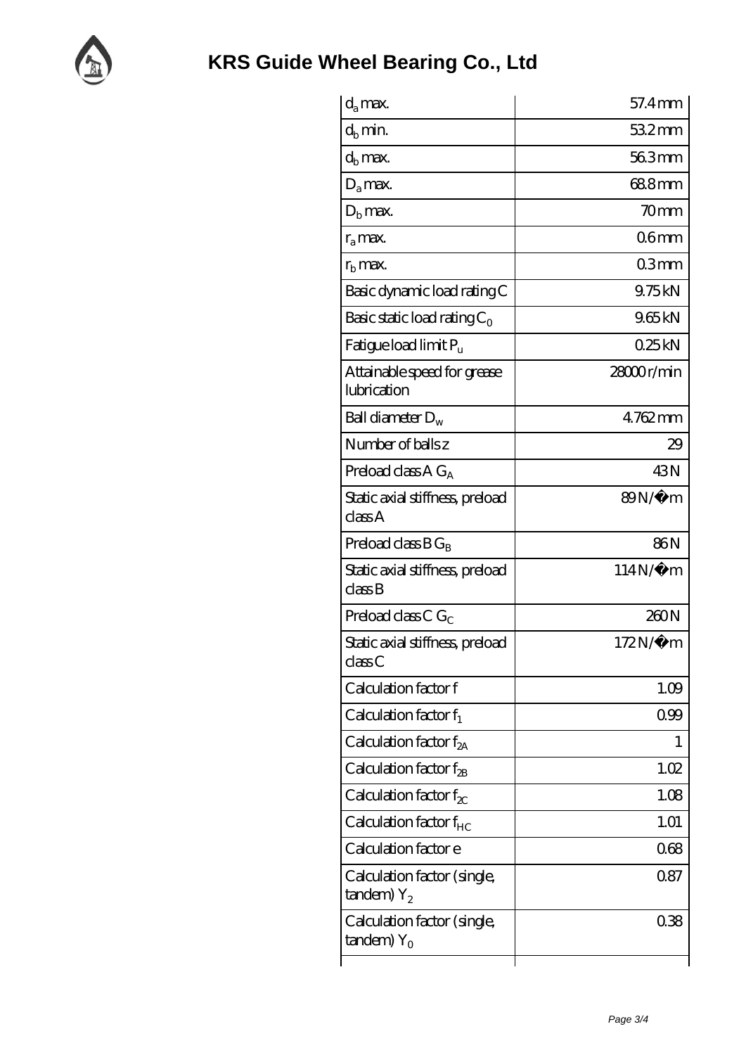# KRS Guide Wheel Bearing Co., Ltd

| | |
|---|---|
| $d_a$ max. | 57.4 mm |
| $d_b$ min. | 53.2 mm |
| $d_b$ max. | 56.3 mm |
| $D_a$ max. | 68.8 mm |
| $D_b$ max. | 70 mm |
| $r_a$ max. | 0.6 mm |
| $r_b$ max. | 0.3 mm |
| Basic dynamic load rating C | 9.75 kN |
| Basic static load rating $C_0$ | 9.65 kN |
| Fatigue load limit $P_u$ | 0.25 kN |
| Attainable speed for grease lubrication | 28000 r/min |
| Ball diameter $D_w$ | 4.762 mm |
| Number of balls z | 29 |
| Preload class A $G_A$ | 43 N |
| Static axial stiffness, preload class A | 89 N/µm |
| Preload class B $G_B$ | 86 N |
| Static axial stiffness, preload class B | 114 N/µm |
| Preload class C $G_C$ | 260 N |
| Static axial stiffness, preload class C | 172 N/µm |
| Calculation factor f | 1.09 |
| Calculation factor $f_1$ | 0.99 |
| Calculation factor $f_{2A}$ | 1 |
| Calculation factor $f_{2B}$ | 1.02 |
| Calculation factor $f_{2C}$ | 1.08 |
| Calculation factor $f_{HC}$ | 1.01 |
| Calculation factor e | 0.68 |
| Calculation factor (single, tandem) $Y_2$ | 0.87 |
| Calculation factor (single, tandem) $Y_0$ | 0.38 |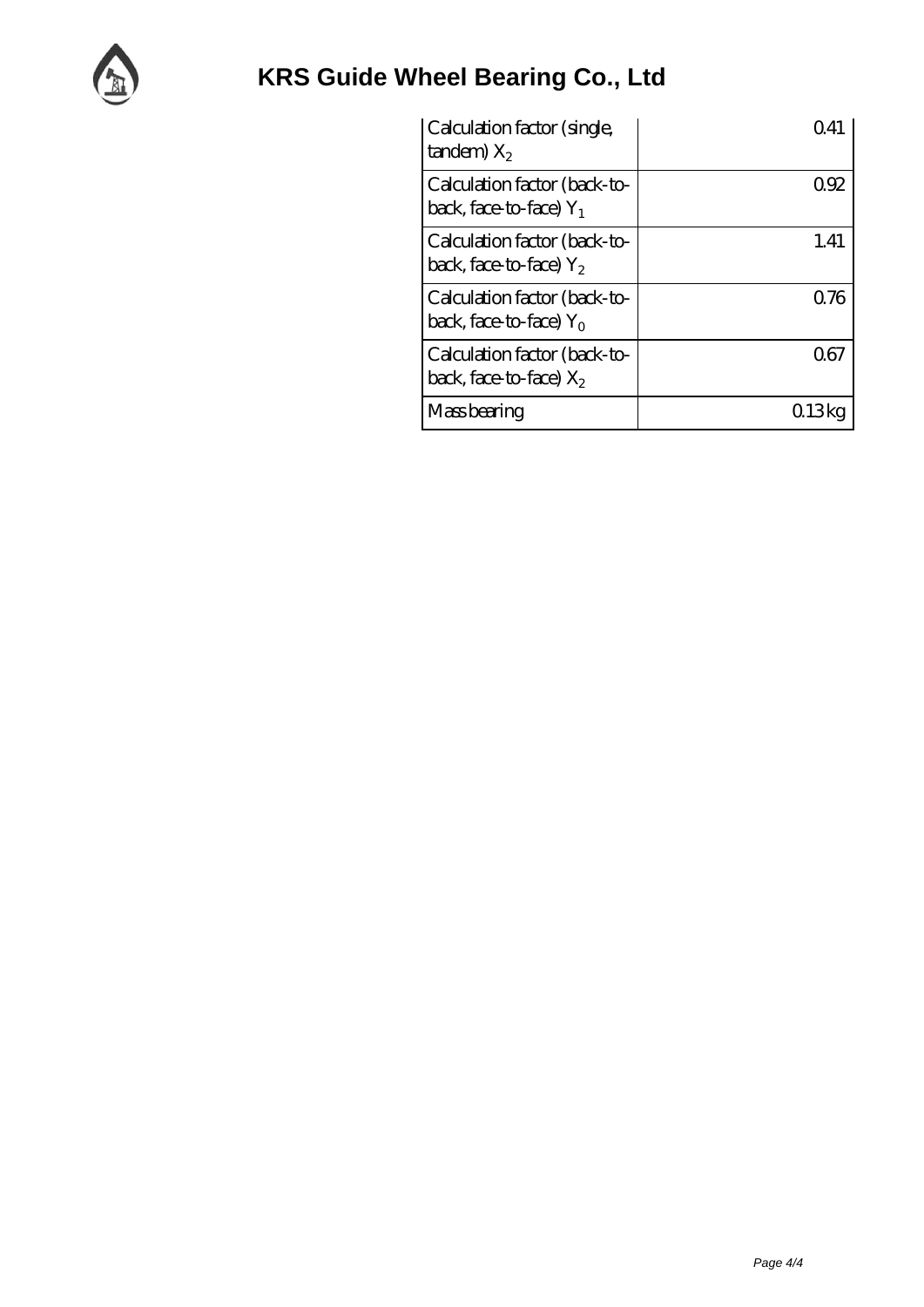| | |
|---|---|
| Calculation factor (single, tandem) $X_2$ | 0.41 |
| Calculation factor (back-to-back, face-to-face) $Y_1$ | 0.92 |
| Calculation factor (back-to-back, face-to-face) $Y_2$ | 1.41 |
| Calculation factor (back-to-back, face-to-face) $Y_0$ | 0.76 |
| Calculation factor (back-to-back, face-to-face) $X_2$ | 0.67 |
| Mass bearing | 0.13 kg |